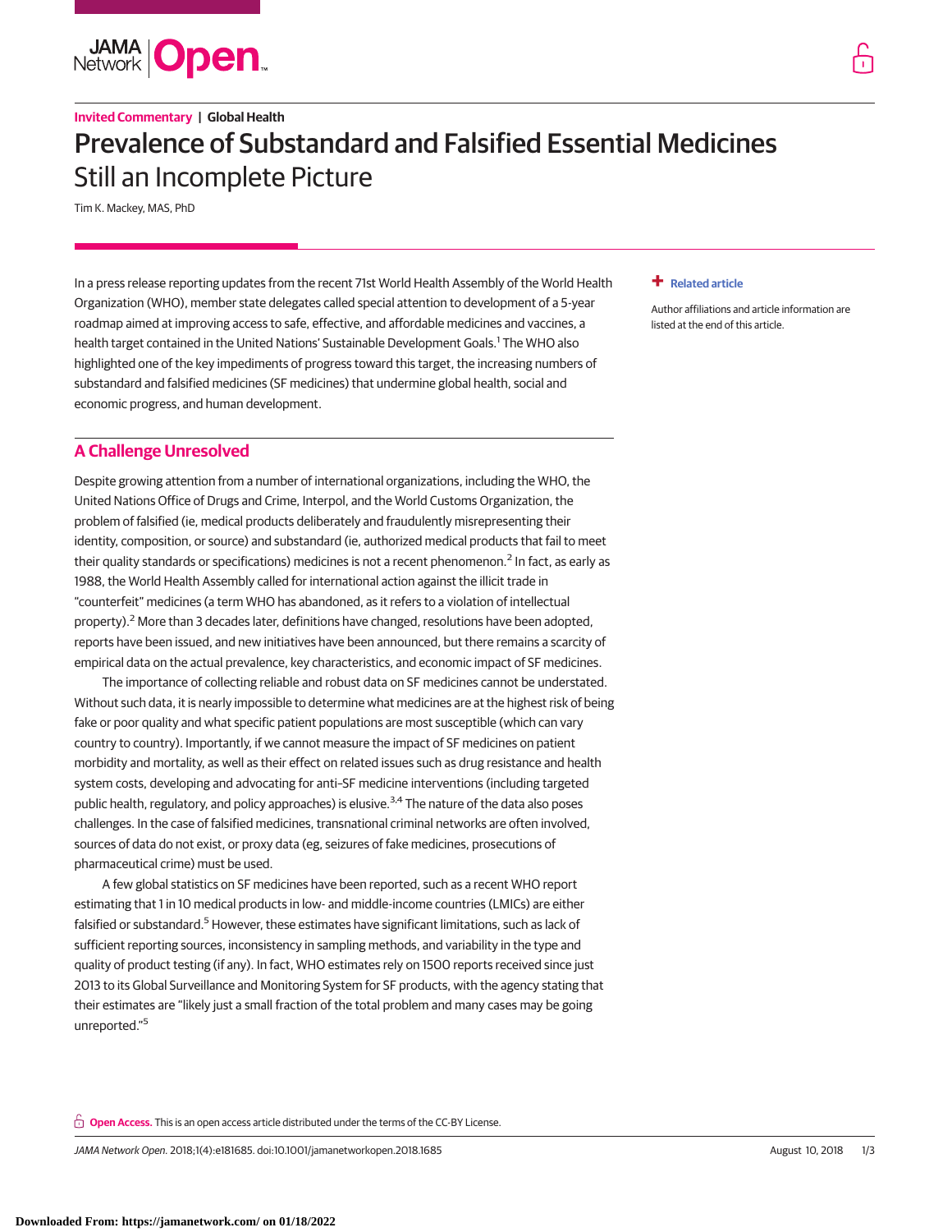Invited Commentary | Global Health

# Prevalence of Substandard and Falsified Essential Medicines
## Still an Incomplete Picture

Tim K. Mackey, MAS, PhD

Related article

Author affiliations and article information are listed at the end of this article.

In a press release reporting updates from the recent 71st World Health Assembly of the World Health Organization (WHO), member state delegates called special attention to development of a 5-year roadmap aimed at improving access to safe, effective, and affordable medicines and vaccines, a health target contained in the United Nations' Sustainable Development Goals.[1] The WHO also highlighted one of the key impediments of progress toward this target, the increasing numbers of substandard and falsified medicines (SF medicines) that undermine global health, social and economic progress, and human development.

## A Challenge Unresolved

Despite growing attention from a number of international organizations, including the WHO, the United Nations Office of Drugs and Crime, Interpol, and the World Customs Organization, the problem of falsified (ie, medical products deliberately and fraudulently misrepresenting their identity, composition, or source) and substandard (ie, authorized medical products that fail to meet their quality standards or specifications) medicines is not a recent phenomenon.[2] In fact, as early as 1988, the World Health Assembly called for international action against the illicit trade in "counterfeit" medicines (a term WHO has abandoned, as it refers to a violation of intellectual property).[2] More than 3 decades later, definitions have changed, resolutions have been adopted, reports have been issued, and new initiatives have been announced, but there remains a scarcity of empirical data on the actual prevalence, key characteristics, and economic impact of SF medicines.

The importance of collecting reliable and robust data on SF medicines cannot be understated. Without such data, it is nearly impossible to determine what medicines are at the highest risk of being fake or poor quality and what specific patient populations are most susceptible (which can vary country to country). Importantly, if we cannot measure the impact of SF medicines on patient morbidity and mortality, as well as their effect on related issues such as drug resistance and health system costs, developing and advocating for anti–SF medicine interventions (including targeted public health, regulatory, and policy approaches) is elusive.[3,4] The nature of the data also poses challenges. In the case of falsified medicines, transnational criminal networks are often involved, sources of data do not exist, or proxy data (eg, seizures of fake medicines, prosecutions of pharmaceutical crime) must be used.

A few global statistics on SF medicines have been reported, such as a recent WHO report estimating that 1 in 10 medical products in low- and middle-income countries (LMICs) are either falsified or substandard.[5] However, these estimates have significant limitations, such as lack of sufficient reporting sources, inconsistency in sampling methods, and variability in the type and quality of product testing (if any). In fact, WHO estimates rely on 1500 reports received since just 2013 to its Global Surveillance and Monitoring System for SF products, with the agency stating that their estimates are "likely just a small fraction of the total problem and many cases may be going unreported."[5]

Open Access. This is an open access article distributed under the terms of the CC-BY License.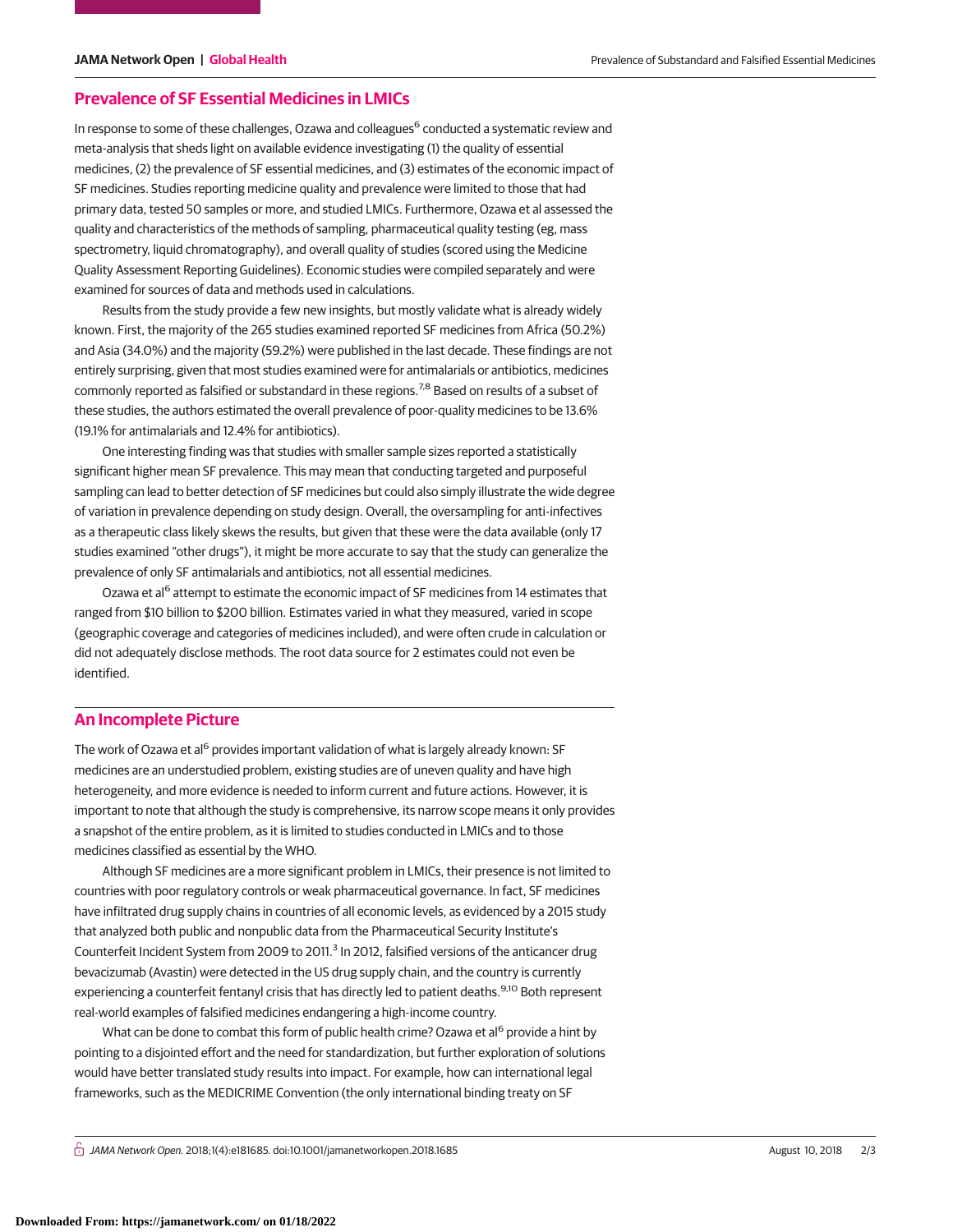## Prevalence of SF Essential Medicines in LMICs

In response to some of these challenges, Ozawa and colleagues[6] conducted a systematic review and meta-analysis that sheds light on available evidence investigating (1) the quality of essential medicines, (2) the prevalence of SF essential medicines, and (3) estimates of the economic impact of SF medicines. Studies reporting medicine quality and prevalence were limited to those that had primary data, tested 50 samples or more, and studied LMICs. Furthermore, Ozawa et al assessed the quality and characteristics of the methods of sampling, pharmaceutical quality testing (eg, mass spectrometry, liquid chromatography), and overall quality of studies (scored using the Medicine Quality Assessment Reporting Guidelines). Economic studies were compiled separately and were examined for sources of data and methods used in calculations.

Results from the study provide a few new insights, but mostly validate what is already widely known. First, the majority of the 265 studies examined reported SF medicines from Africa (50.2%) and Asia (34.0%) and the majority (59.2%) were published in the last decade. These findings are not entirely surprising, given that most studies examined were for antimalarials or antibiotics, medicines commonly reported as falsified or substandard in these regions.[7,8] Based on results of a subset of these studies, the authors estimated the overall prevalence of poor-quality medicines to be 13.6% (19.1% for antimalarials and 12.4% for antibiotics).

One interesting finding was that studies with smaller sample sizes reported a statistically significant higher mean SF prevalence. This may mean that conducting targeted and purposeful sampling can lead to better detection of SF medicines but could also simply illustrate the wide degree of variation in prevalence depending on study design. Overall, the oversampling for anti-infectives as a therapeutic class likely skews the results, but given that these were the data available (only 17 studies examined "other drugs"), it might be more accurate to say that the study can generalize the prevalence of only SF antimalarials and antibiotics, not all essential medicines.

Ozawa et al[6] attempt to estimate the economic impact of SF medicines from 14 estimates that ranged from $10 billion to $200 billion. Estimates varied in what they measured, varied in scope (geographic coverage and categories of medicines included), and were often crude in calculation or did not adequately disclose methods. The root data source for 2 estimates could not even be identified.

## An Incomplete Picture

The work of Ozawa et al[6] provides important validation of what is largely already known: SF medicines are an understudied problem, existing studies are of uneven quality and have high heterogeneity, and more evidence is needed to inform current and future actions. However, it is important to note that although the study is comprehensive, its narrow scope means it only provides a snapshot of the entire problem, as it is limited to studies conducted in LMICs and to those medicines classified as essential by the WHO.

Although SF medicines are a more significant problem in LMICs, their presence is not limited to countries with poor regulatory controls or weak pharmaceutical governance. In fact, SF medicines have infiltrated drug supply chains in countries of all economic levels, as evidenced by a 2015 study that analyzed both public and nonpublic data from the Pharmaceutical Security Institute's Counterfeit Incident System from 2009 to 2011.[3] In 2012, falsified versions of the anticancer drug bevacizumab (Avastin) were detected in the US drug supply chain, and the country is currently experiencing a counterfeit fentanyl crisis that has directly led to patient deaths.[9,10] Both represent real-world examples of falsified medicines endangering a high-income country.

What can be done to combat this form of public health crime? Ozawa et al[6] provide a hint by pointing to a disjointed effort and the need for standardization, but further exploration of solutions would have better translated study results into impact. For example, how can international legal frameworks, such as the MEDICRIME Convention (the only international binding treaty on SF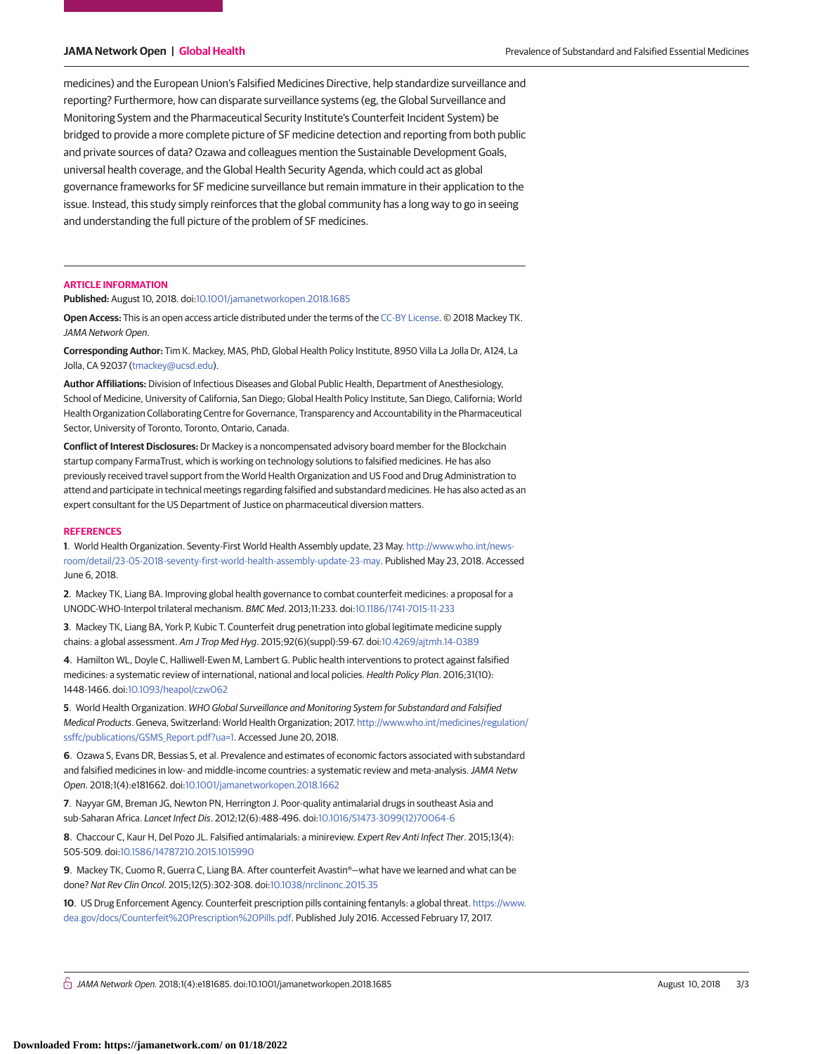medicines) and the European Union's Falsified Medicines Directive, help standardize surveillance and reporting? Furthermore, how can disparate surveillance systems (eg, the Global Surveillance and Monitoring System and the Pharmaceutical Security Institute's Counterfeit Incident System) be bridged to provide a more complete picture of SF medicine detection and reporting from both public and private sources of data? Ozawa and colleagues mention the Sustainable Development Goals, universal health coverage, and the Global Health Security Agenda, which could act as global governance frameworks for SF medicine surveillance but remain immature in their application to the issue. Instead, this study simply reinforces that the global community has a long way to go in seeing and understanding the full picture of the problem of SF medicines.

## ARTICLE INFORMATION

**Published:** August 10, 2018. doi:10.1001/jamanetworkopen.2018.1685

**Open Access:** This is an open access article distributed under the terms of the CC-BY License. © 2018 Mackey TK. *JAMA Network Open*.

**Corresponding Author:** Tim K. Mackey, MAS, PhD, Global Health Policy Institute, 8950 Villa La Jolla Dr, A124, La Jolla, CA 92037 (tmackey@ucsd.edu).

**Author Affiliations:** Division of Infectious Diseases and Global Public Health, Department of Anesthesiology, School of Medicine, University of California, San Diego; Global Health Policy Institute, San Diego, California; World Health Organization Collaborating Centre for Governance, Transparency and Accountability in the Pharmaceutical Sector, University of Toronto, Toronto, Ontario, Canada.

**Conflict of Interest Disclosures:** Dr Mackey is a noncompensated advisory board member for the Blockchain startup company FarmaTrust, which is working on technology solutions to falsified medicines. He has also previously received travel support from the World Health Organization and US Food and Drug Administration to attend and participate in technical meetings regarding falsified and substandard medicines. He has also acted as an expert consultant for the US Department of Justice on pharmaceutical diversion matters.

## REFERENCES

**1**. World Health Organization. Seventy-First World Health Assembly update, 23 May. http://www.who.int/news-room/detail/23-05-2018-seventy-first-world-health-assembly-update-23-may. Published May 23, 2018. Accessed June 6, 2018.

**2**. Mackey TK, Liang BA. Improving global health governance to combat counterfeit medicines: a proposal for a UNODC-WHO-Interpol trilateral mechanism. *BMC Med*. 2013;11:233. doi:10.1186/1741-7015-11-233

**3**. Mackey TK, Liang BA, York P, Kubic T. Counterfeit drug penetration into global legitimate medicine supply chains: a global assessment. *Am J Trop Med Hyg*. 2015;92(6)(suppl):59-67. doi:10.4269/ajtmh.14-0389

**4**. Hamilton WL, Doyle C, Halliwell-Ewen M, Lambert G. Public health interventions to protect against falsified medicines: a systematic review of international, national and local policies. *Health Policy Plan*. 2016;31(10): 1448-1466. doi:10.1093/heapol/czw062

**5**. World Health Organization. *WHO Global Surveillance and Monitoring System for Substandard and Falsified Medical Products*. Geneva, Switzerland: World Health Organization; 2017. http://www.who.int/medicines/regulation/ssffc/publications/GSMS_Report.pdf?ua=1. Accessed June 20, 2018.

**6**. Ozawa S, Evans DR, Bessias S, et al. Prevalence and estimates of economic factors associated with substandard and falsified medicines in low- and middle-income countries: a systematic review and meta-analysis. *JAMA Netw Open*. 2018;1(4):e181662. doi:10.1001/jamanetworkopen.2018.1662

**7**. Nayyar GM, Breman JG, Newton PN, Herrington J. Poor-quality antimalarial drugs in southeast Asia and sub-Saharan Africa. *Lancet Infect Dis*. 2012;12(6):488-496. doi:10.1016/S1473-3099(12)70064-6

**8**. Chaccour C, Kaur H, Del Pozo JL. Falsified antimalarials: a minireview. *Expert Rev Anti Infect Ther*. 2015;13(4): 505-509. doi:10.1586/14787210.2015.1015990

**9**. Mackey TK, Cuomo R, Guerra C, Liang BA. After counterfeit Avastin®—what have we learned and what can be done? *Nat Rev Clin Oncol*. 2015;12(5):302-308. doi:10.1038/nrclinonc.2015.35

**10**. US Drug Enforcement Agency. Counterfeit prescription pills containing fentanyls: a global threat. https://www.dea.gov/docs/Counterfeit%20Prescription%20Pills.pdf. Published July 2016. Accessed February 17, 2017.